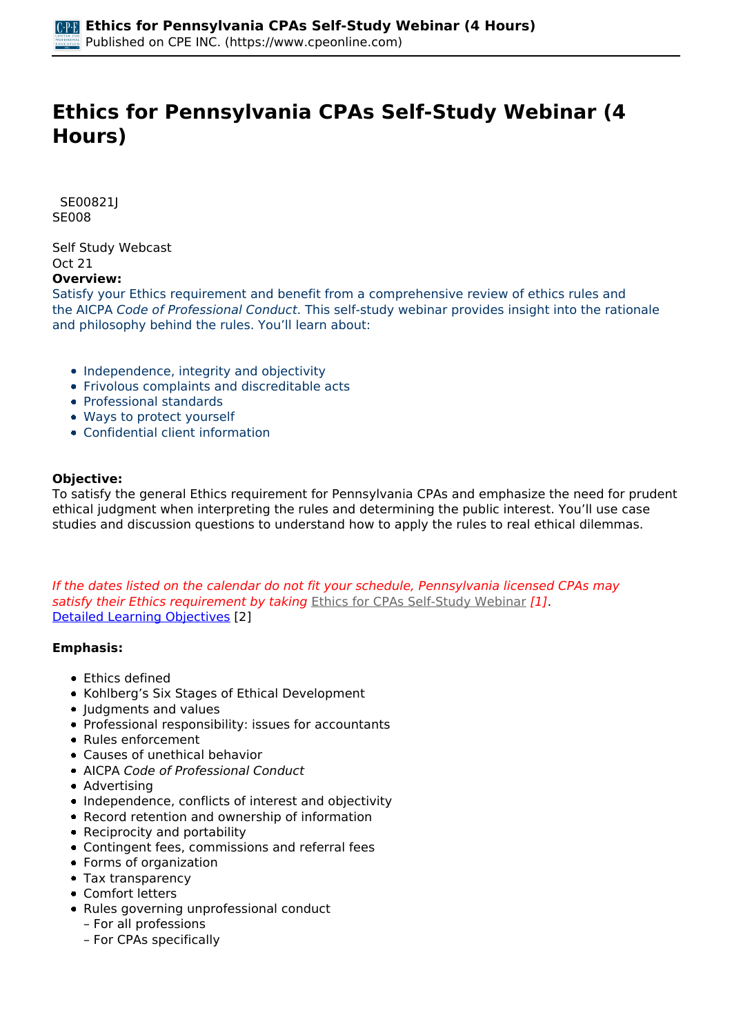# Ethics for Pennsylvania CPAs Self-Study Webinar (4 Hours)

SE00821J
SE008

Self Study Webcast
Oct 21

**Overview:**

Satisfy your Ethics requirement and benefit from a comprehensive review of ethics rules and the AICPA *Code of Professional Conduct*. This self-study webinar provides insight into the rationale and philosophy behind the rules. You'll learn about:

- Independence, integrity and objectivity
- Frivolous complaints and discreditable acts
- Professional standards
- Ways to protect yourself
- Confidential client information

**Objective:**

To satisfy the general Ethics requirement for Pennsylvania CPAs and emphasize the need for prudent ethical judgment when interpreting the rules and determining the public interest. You'll use case studies and discussion questions to understand how to apply the rules to real ethical dilemmas.

*If the dates listed on the calendar do not fit your schedule, Pennsylvania licensed CPAs may satisfy their Ethics requirement by taking* Ethics for CPAs Self-Study Webinar *[1]*.

Detailed Learning Objectives [2]

**Emphasis:**

- Ethics defined
- Kohlberg's Six Stages of Ethical Development
- Judgments and values
- Professional responsibility: issues for accountants
- Rules enforcement
- Causes of unethical behavior
- AICPA *Code of Professional Conduct*
- Advertising
- Independence, conflicts of interest and objectivity
- Record retention and ownership of information
- Reciprocity and portability
- Contingent fees, commissions and referral fees
- Forms of organization
- Tax transparency
- Comfort letters
- Rules governing unprofessional conduct
  - – For all professions
  - – For CPAs specifically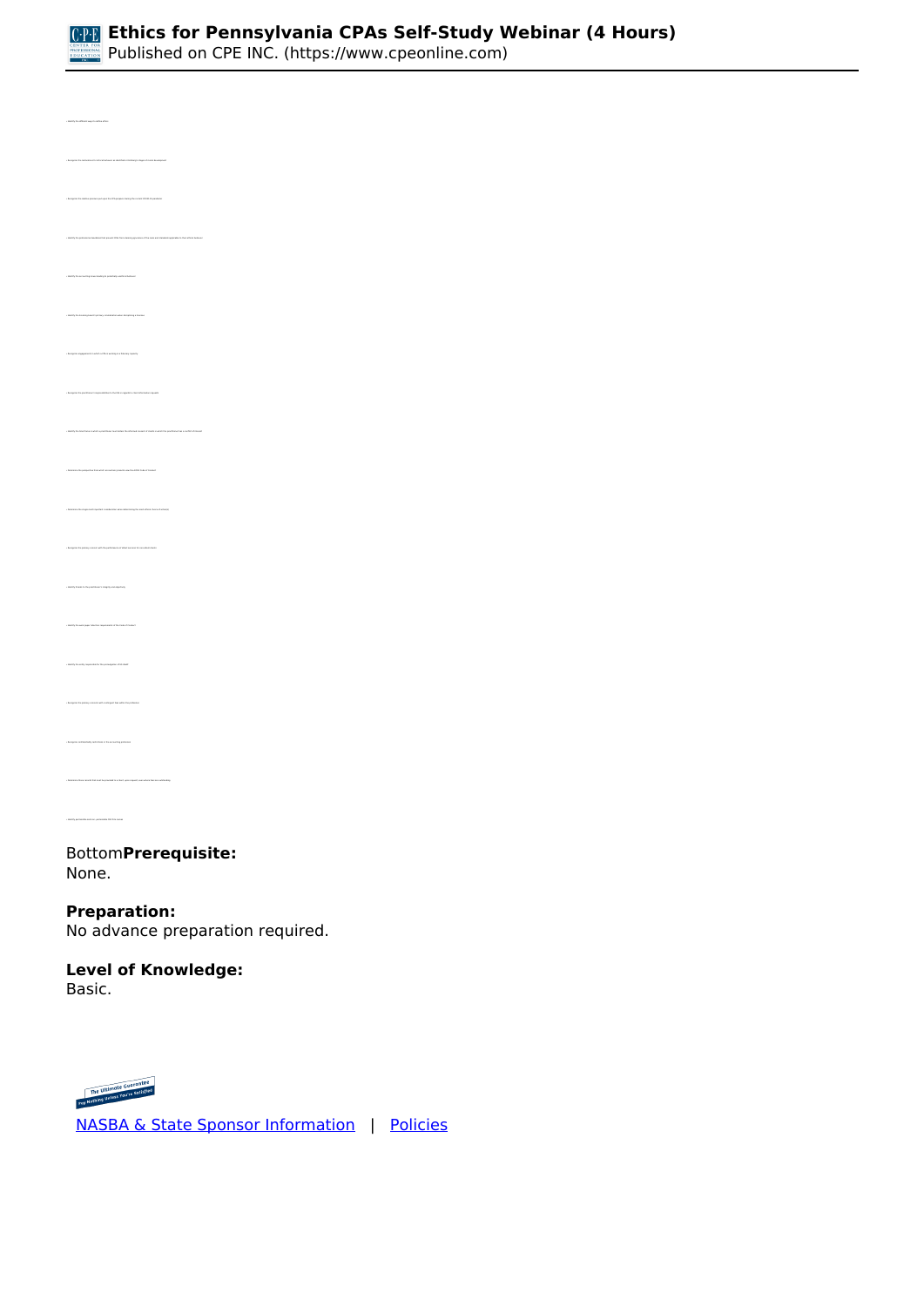Bottom**Prerequisite:**
None.

**Preparation:**
No advance preparation required.

**Level of Knowledge:**
Basic.

[NASBA & State Sponsor Information](#) | [Policies](#)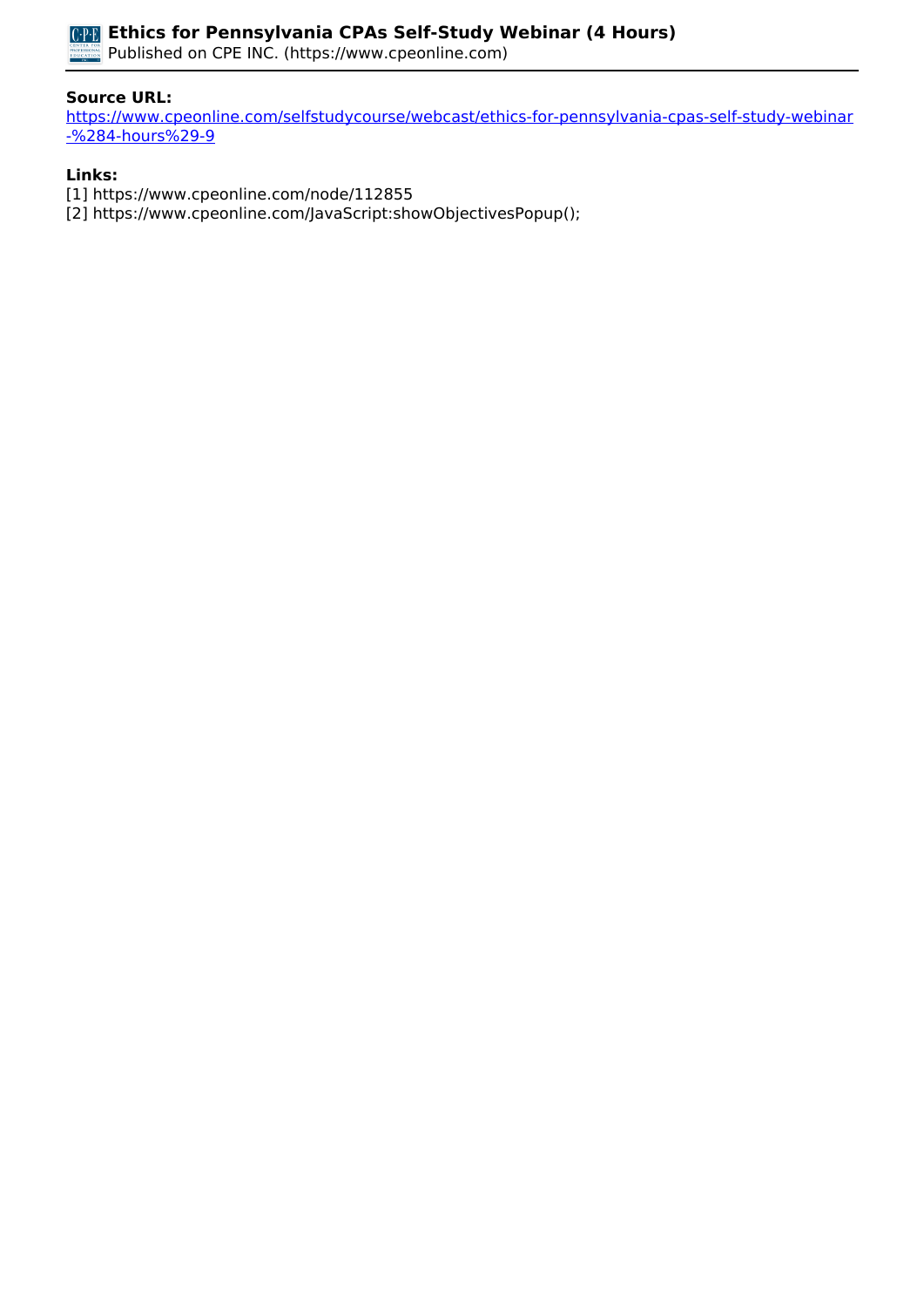**Source URL:**
https://www.cpeonline.com/selfstudycourse/webcast/ethics-for-pennsylvania-cpas-self-study-webinar-%284-hours%29-9

**Links:**
[1] https://www.cpeonline.com/node/112855
[2] https://www.cpeonline.com/JavaScript:showObjectivesPopup();